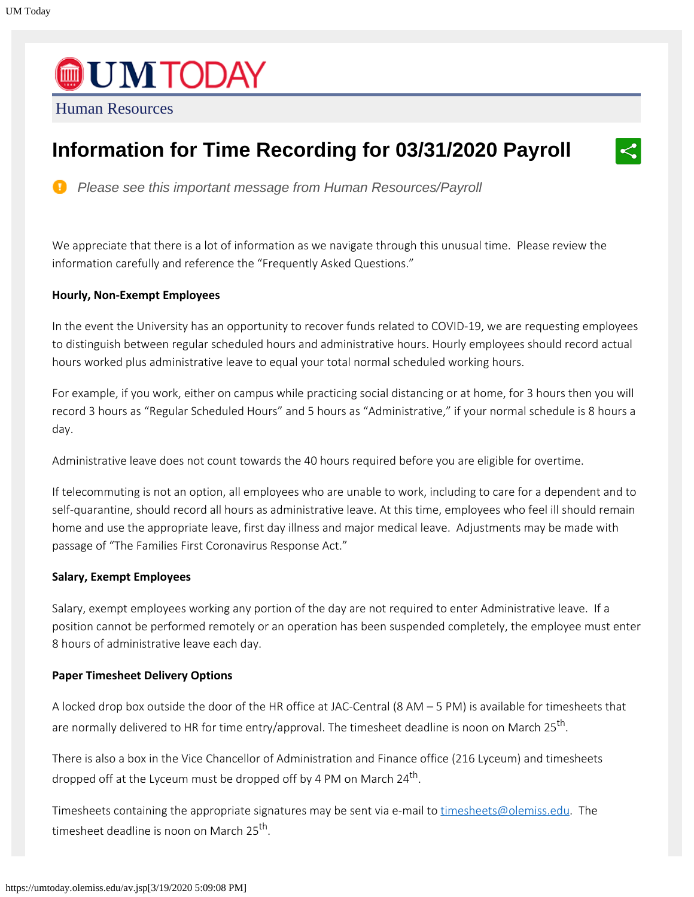UMTODAY

Human Resources

# Information for Time Recording for 03/31/2020 Payroll

*Please see this important message from Human Resources/Payroll*

We appreciate that there is a lot of information as we navigate through this unusual time. Please review the information carefully and reference the "Frequently Asked Questions."

**Hourly, Non-Exempt Employees**

In the event the University has an opportunity to recover funds related to COVID-19, we are requesting employees to distinguish between regular scheduled hours and administrative hours. Hourly employees should record actual hours worked plus administrative leave to equal your total normal scheduled working hours.

For example, if you work, either on campus while practicing social distancing or at home, for 3 hours then you will record 3 hours as "Regular Scheduled Hours" and 5 hours as "Administrative," if your normal schedule is 8 hours a day.

Administrative leave does not count towards the 40 hours required before you are eligible for overtime.

If telecommuting is not an option, all employees who are unable to work, including to care for a dependent and to self-quarantine, should record all hours as administrative leave. At this time, employees who feel ill should remain home and use the appropriate leave, first day illness and major medical leave. Adjustments may be made with passage of "The Families First Coronavirus Response Act."

**Salary, Exempt Employees**

Salary, exempt employees working any portion of the day are not required to enter Administrative leave. If a position cannot be performed remotely or an operation has been suspended completely, the employee must enter 8 hours of administrative leave each day.

**Paper Timesheet Delivery Options**

A locked drop box outside the door of the HR office at JAC-Central (8 AM – 5 PM) is available for timesheets that are normally delivered to HR for time entry/approval. The timesheet deadline is noon on March 25th.

There is also a box in the Vice Chancellor of Administration and Finance office (216 Lyceum) and timesheets dropped off at the Lyceum must be dropped off by 4 PM on March 24th.

Timesheets containing the appropriate signatures may be sent via e-mail to timesheets@olemiss.edu. The timesheet deadline is noon on March 25th.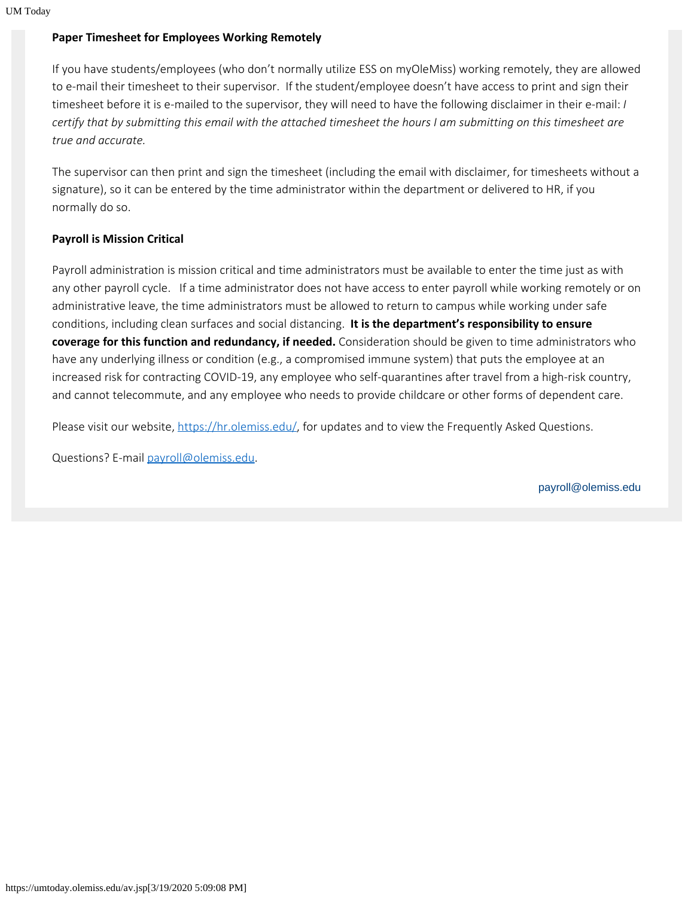**Paper Timesheet for Employees Working Remotely**

If you have students/employees (who don't normally utilize ESS on myOleMiss) working remotely, they are allowed to e-mail their timesheet to their supervisor. If the student/employee doesn't have access to print and sign their timesheet before it is e-mailed to the supervisor, they will need to have the following disclaimer in their e-mail: *I certify that by submitting this email with the attached timesheet the hours I am submitting on this timesheet are true and accurate.*

The supervisor can then print and sign the timesheet (including the email with disclaimer, for timesheets without a signature), so it can be entered by the time administrator within the department or delivered to HR, if you normally do so.

**Payroll is Mission Critical**

Payroll administration is mission critical and time administrators must be available to enter the time just as with any other payroll cycle. If a time administrator does not have access to enter payroll while working remotely or on administrative leave, the time administrators must be allowed to return to campus while working under safe conditions, including clean surfaces and social distancing. **It is the department's responsibility to ensure coverage for this function and redundancy, if needed.** Consideration should be given to time administrators who have any underlying illness or condition (e.g., a compromised immune system) that puts the employee at an increased risk for contracting COVID-19, any employee who self-quarantines after travel from a high-risk country, and cannot telecommute, and any employee who needs to provide childcare or other forms of dependent care.

Please visit our website, https://hr.olemiss.edu/, for updates and to view the Frequently Asked Questions.

Questions? E-mail payroll@olemiss.edu.

payroll@olemiss.edu